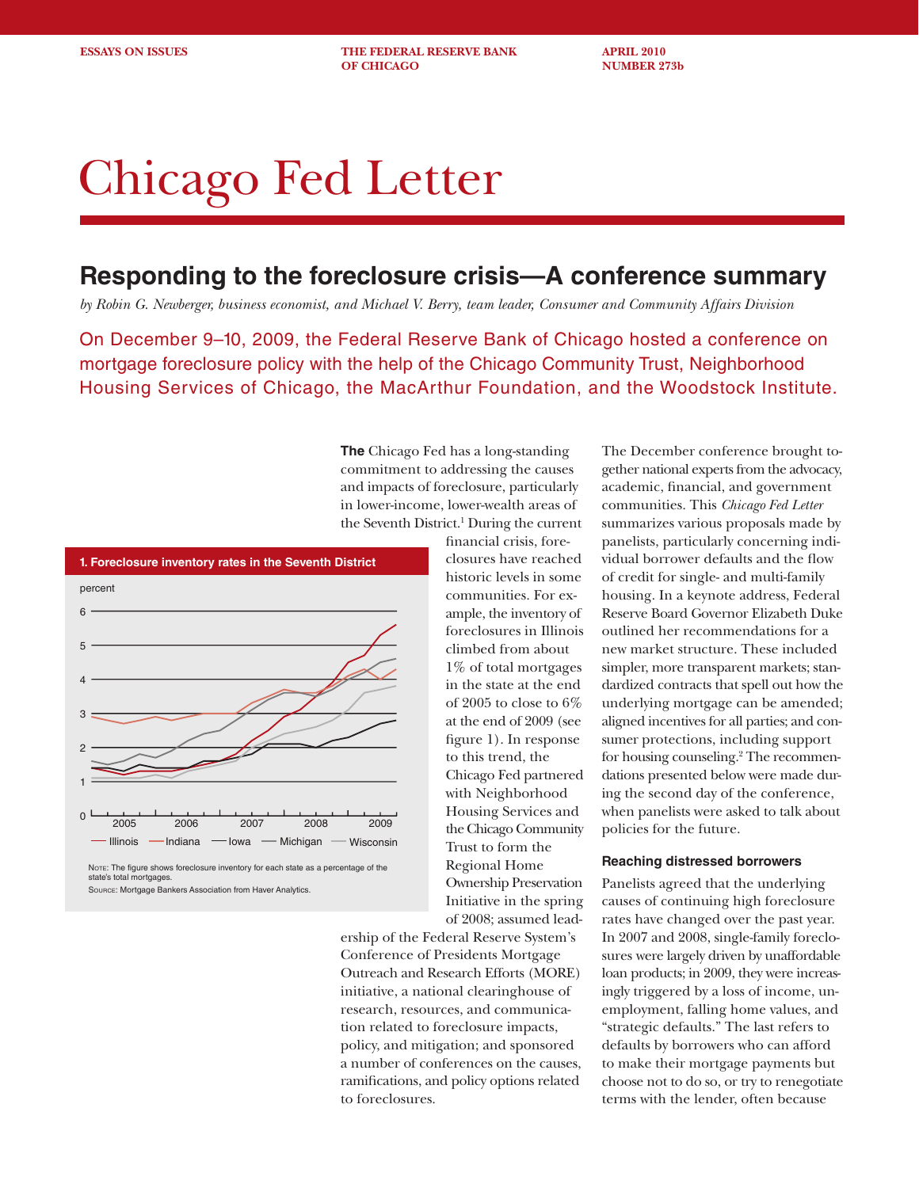ESSAYS ON ISSUES | THE FEDERAL RESERVE BANK OF CHICAGO | APRIL 2010 NUMBER 273b

# Chicago Fed Letter

## Responding to the foreclosure crisis—A conference summary

*by Robin G. Newberger, business economist, and Michael V. Berry, team leader, Consumer and Community Affairs Division*

On December 9–10, 2009, the Federal Reserve Bank of Chicago hosted a conference on mortgage foreclosure policy with the help of the Chicago Community Trust, Neighborhood Housing Services of Chicago, the MacArthur Foundation, and the Woodstock Institute.

**The** Chicago Fed has a long-standing commitment to addressing the causes and impacts of foreclosure, particularly in lower-income, lower-wealth areas of the Seventh District.[1] During the current financial crisis, foreclosures have reached historic levels in some communities. For example, the inventory of foreclosures in Illinois climbed from about 1% of total mortgages in the state at the end of 2005 to close to 6% at the end of 2009 (see figure 1). In response to this trend, the Chicago Fed partnered with Neighborhood Housing Services and the Chicago Community Trust to form the Regional Home Ownership Preservation Initiative in the spring of 2008; assumed leadership of the Federal Reserve System's Conference of Presidents Mortgage Outreach and Research Efforts (MORE) initiative, a national clearinghouse of research, resources, and communication related to foreclosure impacts, policy, and mitigation; and sponsored a number of conferences on the causes, ramifications, and policy options related to foreclosures.

**1. Foreclosure inventory rates in the Seventh District**

Note: The figure shows foreclosure inventory for each state as a percentage of the state's total mortgages.
Source: Mortgage Bankers Association from Haver Analytics.

The December conference brought together national experts from the advocacy, academic, financial, and government communities. This *Chicago Fed Letter* summarizes various proposals made by panelists, particularly concerning individual borrower defaults and the flow of credit for single- and multi-family housing. In a keynote address, Federal Reserve Board Governor Elizabeth Duke outlined her recommendations for a new market structure. These included simpler, more transparent markets; standardized contracts that spell out how the underlying mortgage can be amended; aligned incentives for all parties; and consumer protections, including support for housing counseling.[2] The recommendations presented below were made during the second day of the conference, when panelists were asked to talk about policies for the future.

### Reaching distressed borrowers

Panelists agreed that the underlying causes of continuing high foreclosure rates have changed over the past year. In 2007 and 2008, single-family foreclosures were largely driven by unaffordable loan products; in 2009, they were increasingly triggered by a loss of income, unemployment, falling home values, and "strategic defaults." The last refers to defaults by borrowers who can afford to make their mortgage payments but choose not to do so, or try to renegotiate terms with the lender, often because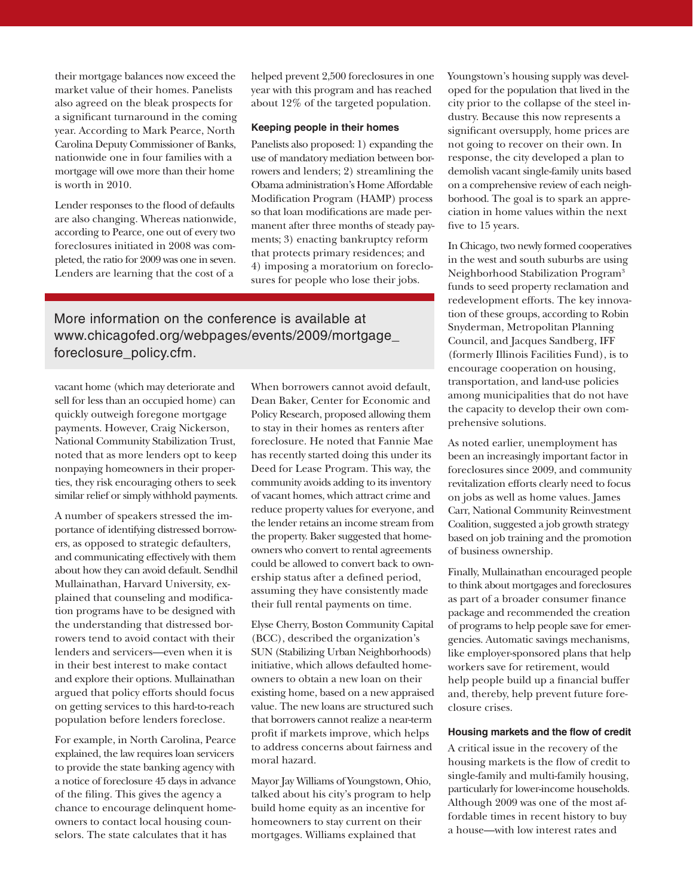their mortgage balances now exceed the market value of their homes. Panelists also agreed on the bleak prospects for a significant turnaround in the coming year. According to Mark Pearce, North Carolina Deputy Commissioner of Banks, nationwide one in four families with a mortgage will owe more than their home is worth in 2010.

Lender responses to the flood of defaults are also changing. Whereas nationwide, according to Pearce, one out of every two foreclosures initiated in 2008 was completed, the ratio for 2009 was one in seven. Lenders are learning that the cost of a vacant home (which may deteriorate and sell for less than an occupied home) can quickly outweigh foregone mortgage payments. However, Craig Nickerson, National Community Stabilization Trust, noted that as more lenders opt to keep nonpaying homeowners in their properties, they risk encouraging others to seek similar relief or simply withhold payments.

A number of speakers stressed the importance of identifying distressed borrowers, as opposed to strategic defaulters, and communicating effectively with them about how they can avoid default. Sendhil Mullainathan, Harvard University, explained that counseling and modification programs have to be designed with the understanding that distressed borrowers tend to avoid contact with their lenders and servicers—even when it is in their best interest to make contact and explore their options. Mullainathan argued that policy efforts should focus on getting services to this hard-to-reach population before lenders foreclose.

For example, in North Carolina, Pearce explained, the law requires loan servicers to provide the state banking agency with a notice of foreclosure 45 days in advance of the filing. This gives the agency a chance to encourage delinquent homeowners to contact local housing counselors. The state calculates that it has helped prevent 2,500 foreclosures in one year with this program and has reached about 12% of the targeted population.

### Keeping people in their homes

Panelists also proposed: 1) expanding the use of mandatory mediation between borrowers and lenders; 2) streamlining the Obama administration's Home Affordable Modification Program (HAMP) process so that loan modifications are made permanent after three months of steady payments; 3) enacting bankruptcy reform that protects primary residences; and 4) imposing a moratorium on foreclosures for people who lose their jobs.

When borrowers cannot avoid default, Dean Baker, Center for Economic and Policy Research, proposed allowing them to stay in their homes as renters after foreclosure. He noted that Fannie Mae has recently started doing this under its Deed for Lease Program. This way, the community avoids adding to its inventory of vacant homes, which attract crime and reduce property values for everyone, and the lender retains an income stream from the property. Baker suggested that homeowners who convert to rental agreements could be allowed to convert back to ownership status after a defined period, assuming they have consistently made their full rental payments on time.

Elyse Cherry, Boston Community Capital (BCC), described the organization's SUN (Stabilizing Urban Neighborhoods) initiative, which allows defaulted homeowners to obtain a new loan on their existing home, based on a new appraised value. The new loans are structured such that borrowers cannot realize a near-term profit if markets improve, which helps to address concerns about fairness and moral hazard.

Mayor Jay Williams of Youngstown, Ohio, talked about his city's program to help build home equity as an incentive for homeowners to stay current on their mortgages. Williams explained that Youngstown's housing supply was developed for the population that lived in the city prior to the collapse of the steel industry. Because this now represents a significant oversupply, home prices are not going to recover on their own. In response, the city developed a plan to demolish vacant single-family units based on a comprehensive review of each neighborhood. The goal is to spark an appreciation in home values within the next five to 15 years.

In Chicago, two newly formed cooperatives in the west and south suburbs are using Neighborhood Stabilization Program[3] funds to seed property reclamation and redevelopment efforts. The key innovation of these groups, according to Robin Snyderman, Metropolitan Planning Council, and Jacques Sandberg, IFF (formerly Illinois Facilities Fund), is to encourage cooperation on housing, transportation, and land-use policies among municipalities that do not have the capacity to develop their own comprehensive solutions.

As noted earlier, unemployment has been an increasingly important factor in foreclosures since 2009, and community revitalization efforts clearly need to focus on jobs as well as home values. James Carr, National Community Reinvestment Coalition, suggested a job growth strategy based on job training and the promotion of business ownership.

Finally, Mullainathan encouraged people to think about mortgages and foreclosures as part of a broader consumer finance package and recommended the creation of programs to help people save for emergencies. Automatic savings mechanisms, like employer-sponsored plans that help workers save for retirement, would help people build up a financial buffer and, thereby, help prevent future foreclosure crises.

### Housing markets and the flow of credit

A critical issue in the recovery of the housing markets is the flow of credit to single-family and multi-family housing, particularly for lower-income households. Although 2009 was one of the most affordable times in recent history to buy a house—with low interest rates and

More information on the conference is available at www.chicagofed.org/webpages/events/2009/mortgage_foreclosure_policy.cfm.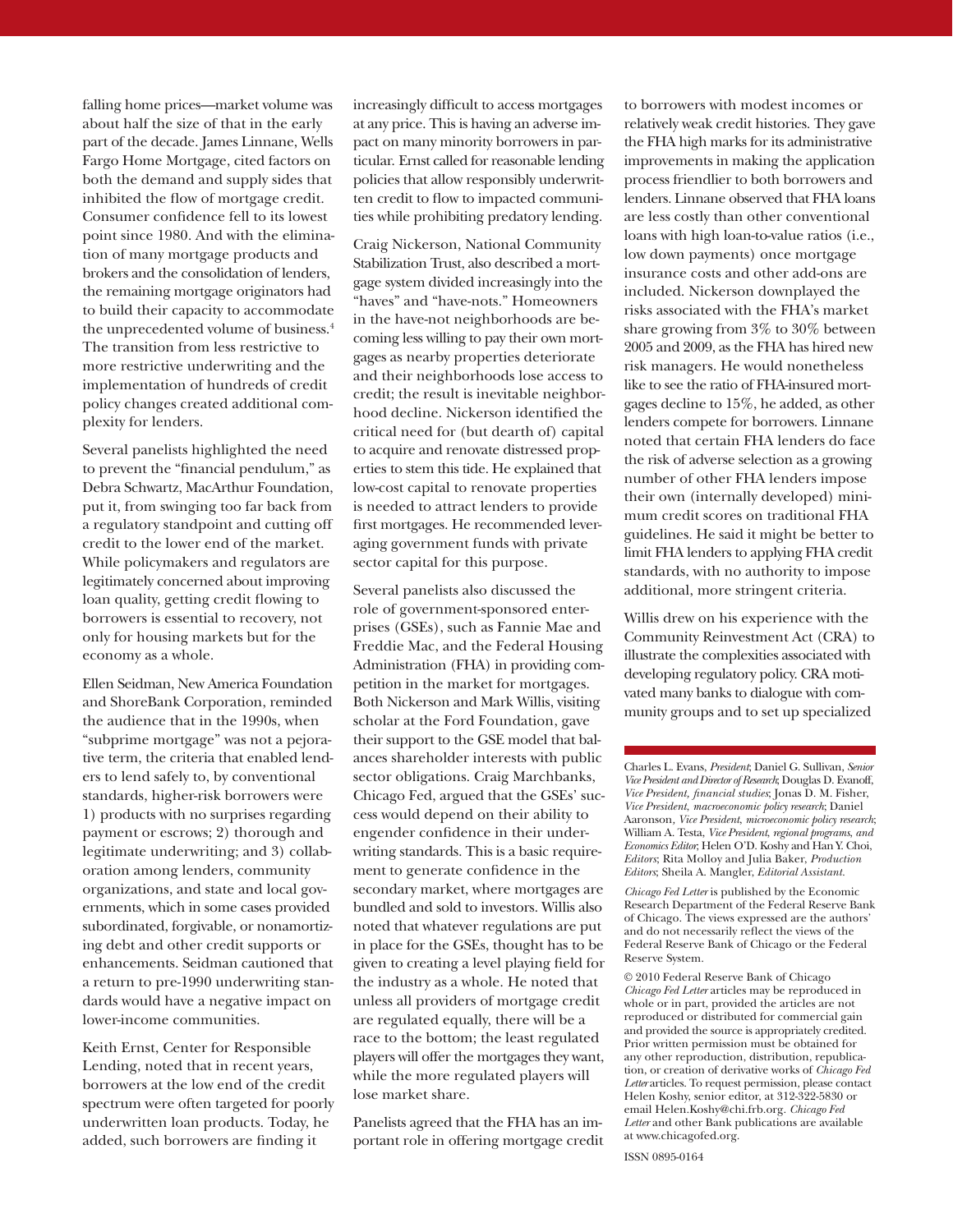falling home prices—market volume was about half the size of that in the early part of the decade. James Linnane, Wells Fargo Home Mortgage, cited factors on both the demand and supply sides that inhibited the flow of mortgage credit. Consumer confidence fell to its lowest point since 1980. And with the elimination of many mortgage products and brokers and the consolidation of lenders, the remaining mortgage originators had to build their capacity to accommodate the unprecedented volume of business.[4] The transition from less restrictive to more restrictive underwriting and the implementation of hundreds of credit policy changes created additional complexity for lenders.

Several panelists highlighted the need to prevent the "financial pendulum," as Debra Schwartz, MacArthur Foundation, put it, from swinging too far back from a regulatory standpoint and cutting off credit to the lower end of the market. While policymakers and regulators are legitimately concerned about improving loan quality, getting credit flowing to borrowers is essential to recovery, not only for housing markets but for the economy as a whole.

Ellen Seidman, New America Foundation and ShoreBank Corporation, reminded the audience that in the 1990s, when "subprime mortgage" was not a pejorative term, the criteria that enabled lenders to lend safely to, by conventional standards, higher-risk borrowers were 1) products with no surprises regarding payment or escrows; 2) thorough and legitimate underwriting; and 3) collaboration among lenders, community organizations, and state and local governments, which in some cases provided subordinated, forgivable, or nonamortizing debt and other credit supports or enhancements. Seidman cautioned that a return to pre-1990 underwriting standards would have a negative impact on lower-income communities.

Keith Ernst, Center for Responsible Lending, noted that in recent years, borrowers at the low end of the credit spectrum were often targeted for poorly underwritten loan products. Today, he added, such borrowers are finding it increasingly difficult to access mortgages at any price. This is having an adverse impact on many minority borrowers in particular. Ernst called for reasonable lending policies that allow responsibly underwritten credit to flow to impacted communities while prohibiting predatory lending.

Craig Nickerson, National Community Stabilization Trust, also described a mortgage system divided increasingly into the "haves" and "have-nots." Homeowners in the have-not neighborhoods are becoming less willing to pay their own mortgages as nearby properties deteriorate and their neighborhoods lose access to credit; the result is inevitable neighborhood decline. Nickerson identified the critical need for (but dearth of) capital to acquire and renovate distressed properties to stem this tide. He explained that low-cost capital to renovate properties is needed to attract lenders to provide first mortgages. He recommended leveraging government funds with private sector capital for this purpose.

Several panelists also discussed the role of government-sponsored enterprises (GSEs), such as Fannie Mae and Freddie Mac, and the Federal Housing Administration (FHA) in providing competition in the market for mortgages. Both Nickerson and Mark Willis, visiting scholar at the Ford Foundation, gave their support to the GSE model that balances shareholder interests with public sector obligations. Craig Marchbanks, Chicago Fed, argued that the GSEs' success would depend on their ability to engender confidence in their underwriting standards. This is a basic requirement to generate confidence in the secondary market, where mortgages are bundled and sold to investors. Willis also noted that whatever regulations are put in place for the GSEs, thought has to be given to creating a level playing field for the industry as a whole. He noted that unless all providers of mortgage credit are regulated equally, there will be a race to the bottom; the least regulated players will offer the mortgages they want, while the more regulated players will lose market share.

Panelists agreed that the FHA has an important role in offering mortgage credit to borrowers with modest incomes or relatively weak credit histories. They gave the FHA high marks for its administrative improvements in making the application process friendlier to both borrowers and lenders. Linnane observed that FHA loans are less costly than other conventional loans with high loan-to-value ratios (i.e., low down payments) once mortgage insurance costs and other add-ons are included. Nickerson downplayed the risks associated with the FHA's market share growing from 3% to 30% between 2005 and 2009, as the FHA has hired new risk managers. He would nonetheless like to see the ratio of FHA-insured mortgages decline to 15%, he added, as other lenders compete for borrowers. Linnane noted that certain FHA lenders do face the risk of adverse selection as a growing number of other FHA lenders impose their own (internally developed) minimum credit scores on traditional FHA guidelines. He said it might be better to limit FHA lenders to applying FHA credit standards, with no authority to impose additional, more stringent criteria.

Willis drew on his experience with the Community Reinvestment Act (CRA) to illustrate the complexities associated with developing regulatory policy. CRA motivated many banks to dialogue with community groups and to set up specialized

---

Charles L. Evans, *President*; Daniel G. Sullivan, *Senior Vice President and Director of Research*; Douglas D. Evanoff, *Vice President, financial studies*; Jonas D. M. Fisher, *Vice President, macroeconomic policy research*; Daniel Aaronson, *Vice President, microeconomic policy research*; William A. Testa, *Vice President, regional programs, and Economics Editor*; Helen O'D. Koshy and Han Y. Choi, *Editors*; Rita Molloy and Julia Baker, *Production Editors*; Sheila A. Mangler, *Editorial Assistant.*

*Chicago Fed Letter* is published by the Economic Research Department of the Federal Reserve Bank of Chicago. The views expressed are the authors' and do not necessarily reflect the views of the Federal Reserve Bank of Chicago or the Federal Reserve System.

© 2010 Federal Reserve Bank of Chicago *Chicago Fed Letter* articles may be reproduced in whole or in part, provided the articles are not reproduced or distributed for commercial gain and provided the source is appropriately credited. Prior written permission must be obtained for any other reproduction, distribution, republication, or creation of derivative works of *Chicago Fed Letter* articles. To request permission, please contact Helen Koshy, senior editor, at 312-322-5830 or email Helen.Koshy@chi.frb.org. *Chicago Fed Letter* and other Bank publications are available at www.chicagofed.org.

ISSN 0895-0164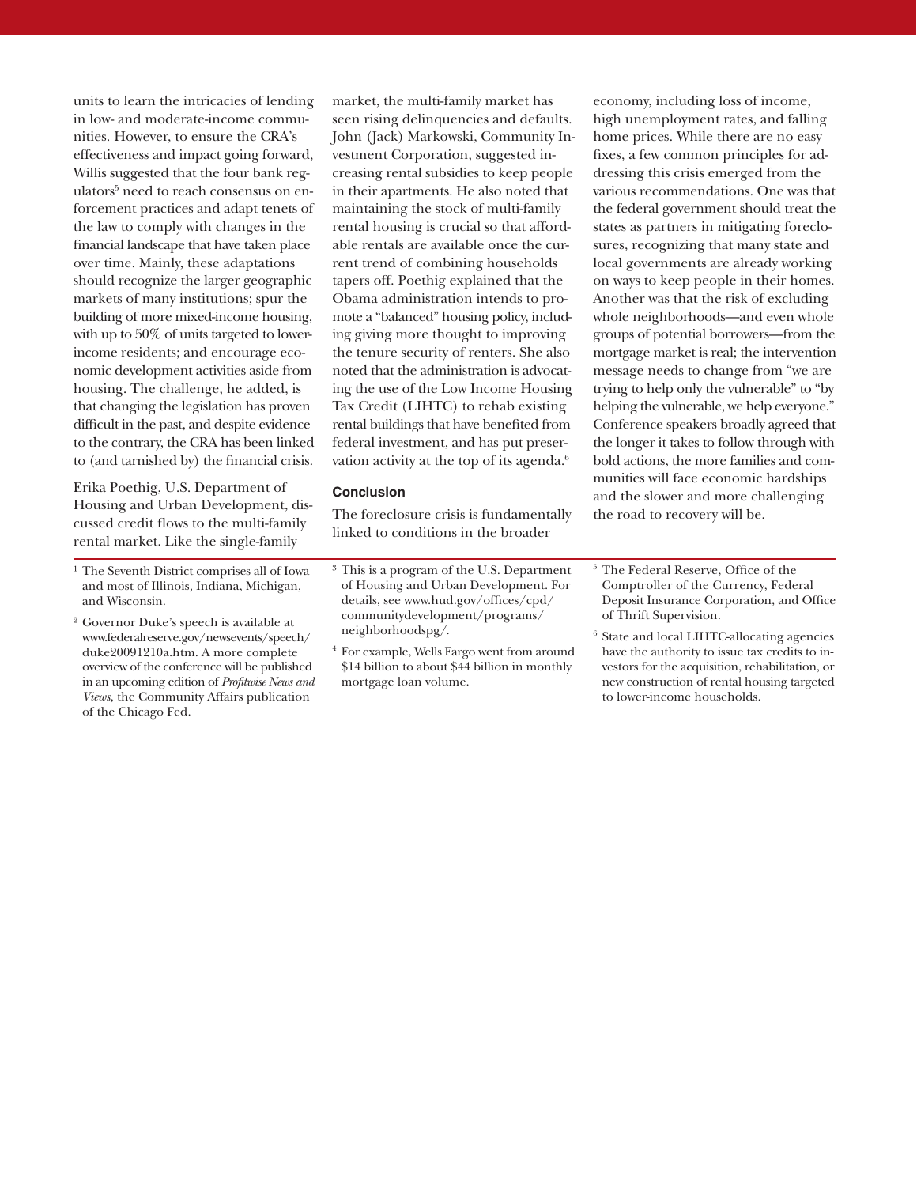units to learn the intricacies of lending in low- and moderate-income communities. However, to ensure the CRA's effectiveness and impact going forward, Willis suggested that the four bank regulators[5] need to reach consensus on enforcement practices and adapt tenets of the law to comply with changes in the financial landscape that have taken place over time. Mainly, these adaptations should recognize the larger geographic markets of many institutions; spur the building of more mixed-income housing, with up to 50% of units targeted to lower-income residents; and encourage economic development activities aside from housing. The challenge, he added, is that changing the legislation has proven difficult in the past, and despite evidence to the contrary, the CRA has been linked to (and tarnished by) the financial crisis.

Erika Poethig, U.S. Department of Housing and Urban Development, discussed credit flows to the multi-family rental market. Like the single-family market, the multi-family market has seen rising delinquencies and defaults. John (Jack) Markowski, Community Investment Corporation, suggested increasing rental subsidies to keep people in their apartments. He also noted that maintaining the stock of multi-family rental housing is crucial so that affordable rentals are available once the current trend of combining households tapers off. Poethig explained that the Obama administration intends to promote a "balanced" housing policy, including giving more thought to improving the tenure security of renters. She also noted that the administration is advocating the use of the Low Income Housing Tax Credit (LIHTC) to rehab existing rental buildings that have benefited from federal investment, and has put preservation activity at the top of its agenda.[6]

### Conclusion

The foreclosure crisis is fundamentally linked to conditions in the broader economy, including loss of income, high unemployment rates, and falling home prices. While there are no easy fixes, a few common principles for addressing this crisis emerged from the various recommendations. One was that the federal government should treat the states as partners in mitigating foreclosures, recognizing that many state and local governments are already working on ways to keep people in their homes. Another was that the risk of excluding whole neighborhoods—and even whole groups of potential borrowers—from the mortgage market is real; the intervention message needs to change from "we are trying to help only the vulnerable" to "by helping the vulnerable, we help everyone." Conference speakers broadly agreed that the longer it takes to follow through with bold actions, the more families and communities will face economic hardships and the slower and more challenging the road to recovery will be.

---

[1] The Seventh District comprises all of Iowa and most of Illinois, Indiana, Michigan, and Wisconsin.

[2] Governor Duke's speech is available at www.federalreserve.gov/newsevents/speech/duke20091210a.htm. A more complete overview of the conference will be published in an upcoming edition of *Profitwise News and Views*, the Community Affairs publication of the Chicago Fed.

[3] This is a program of the U.S. Department of Housing and Urban Development. For details, see www.hud.gov/offices/cpd/communitydevelopment/programs/neighborhoodspg/.

[4] For example, Wells Fargo went from around $14 billion to about $44 billion in monthly mortgage loan volume.

[5] The Federal Reserve, Office of the Comptroller of the Currency, Federal Deposit Insurance Corporation, and Office of Thrift Supervision.

[6] State and local LIHTC-allocating agencies have the authority to issue tax credits to investors for the acquisition, rehabilitation, or new construction of rental housing targeted to lower-income households.